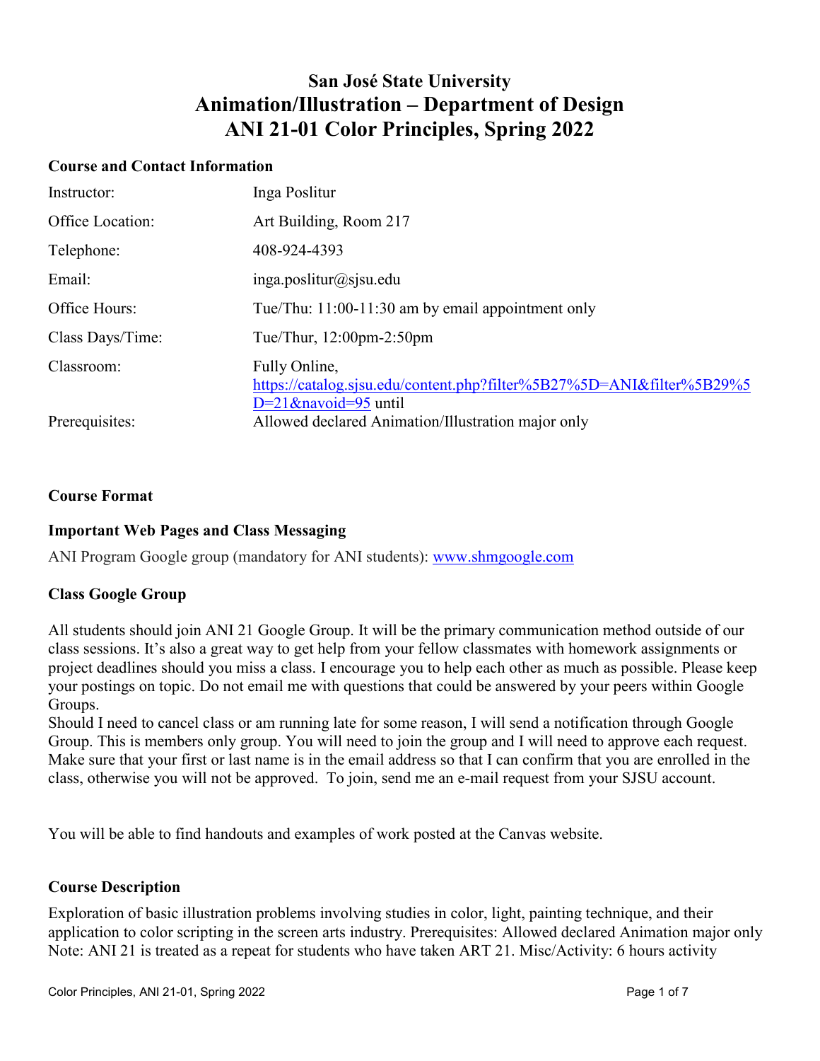# San José State University
## Animation/Illustration – Department of Design
## ANI 21-01 Color Principles, Spring 2022

### Course and Contact Information

| | |
|---|---|
| Instructor: | Inga Poslitur |
| Office Location: | Art Building, Room 217 |
| Telephone: | 408-924-4393 |
| Email: | inga.poslitur@sjsu.edu |
| Office Hours: | Tue/Thu: 11:00-11:30 am by email appointment only |
| Class Days/Time: | Tue/Thur, 12:00pm-2:50pm |
| Classroom: | Fully Online, [https://catalog.sjsu.edu/content.php?filter%5B27%5D=ANI&filter%5B29%5D=21&navoid=95](https://catalog.sjsu.edu/content.php?filter%5B27%5D=ANI&filter%5B29%5D=21&navoid=95) until |
| Prerequisites: | Allowed declared Animation/Illustration major only |

### Course Format

### Important Web Pages and Class Messaging

ANI Program Google group (mandatory for ANI students): [www.shmgoogle.com](www.shmgoogle.com)

### Class Google Group

All students should join ANI 21 Google Group. It will be the primary communication method outside of our class sessions. It's also a great way to get help from your fellow classmates with homework assignments or project deadlines should you miss a class. I encourage you to help each other as much as possible. Please keep your postings on topic. Do not email me with questions that could be answered by your peers within Google Groups.
Should I need to cancel class or am running late for some reason, I will send a notification through Google Group. This is members only group. You will need to join the group and I will need to approve each request. Make sure that your first or last name is in the email address so that I can confirm that you are enrolled in the class, otherwise you will not be approved. To join, send me an e-mail request from your SJSU account.

You will be able to find handouts and examples of work posted at the Canvas website.

### Course Description

Exploration of basic illustration problems involving studies in color, light, painting technique, and their application to color scripting in the screen arts industry. Prerequisites: Allowed declared Animation major only Note: ANI 21 is treated as a repeat for students who have taken ART 21. Misc/Activity: 6 hours activity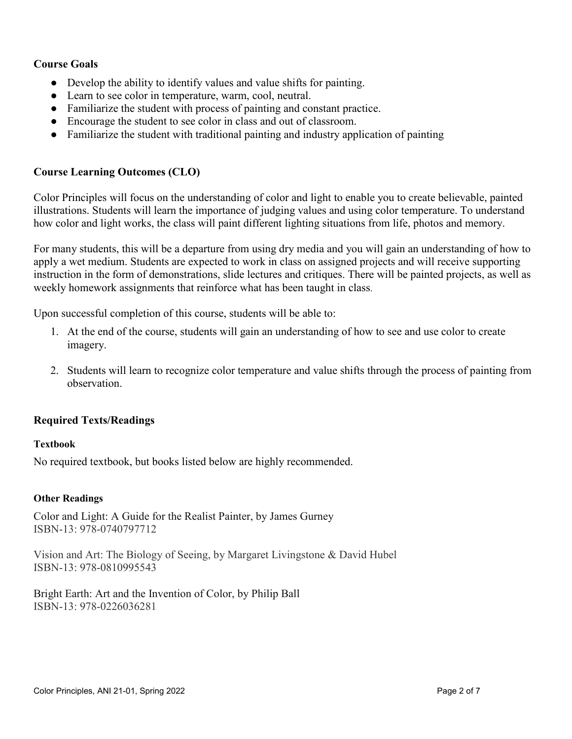## Course Goals

- Develop the ability to identify values and value shifts for painting.
- Learn to see color in temperature, warm, cool, neutral.
- Familiarize the student with process of painting and constant practice.
- Encourage the student to see color in class and out of classroom.
- Familiarize the student with traditional painting and industry application of painting

## Course Learning Outcomes (CLO)

Color Principles will focus on the understanding of color and light to enable you to create believable, painted illustrations. Students will learn the importance of judging values and using color temperature. To understand how color and light works, the class will paint different lighting situations from life, photos and memory.

For many students, this will be a departure from using dry media and you will gain an understanding of how to apply a wet medium. Students are expected to work in class on assigned projects and will receive supporting instruction in the form of demonstrations, slide lectures and critiques. There will be painted projects, as well as weekly homework assignments that reinforce what has been taught in class.

Upon successful completion of this course, students will be able to:

1. At the end of the course, students will gain an understanding of how to see and use color to create imagery.
2. Students will learn to recognize color temperature and value shifts through the process of painting from observation.

## Required Texts/Readings

### Textbook

No required textbook, but books listed below are highly recommended.

### Other Readings

Color and Light: A Guide for the Realist Painter, by James Gurney
ISBN-13: 978-0740797712

Vision and Art: The Biology of Seeing, by Margaret Livingstone & David Hubel
ISBN-13: 978-0810995543

Bright Earth: Art and the Invention of Color, by Philip Ball
ISBN-13: 978-0226036281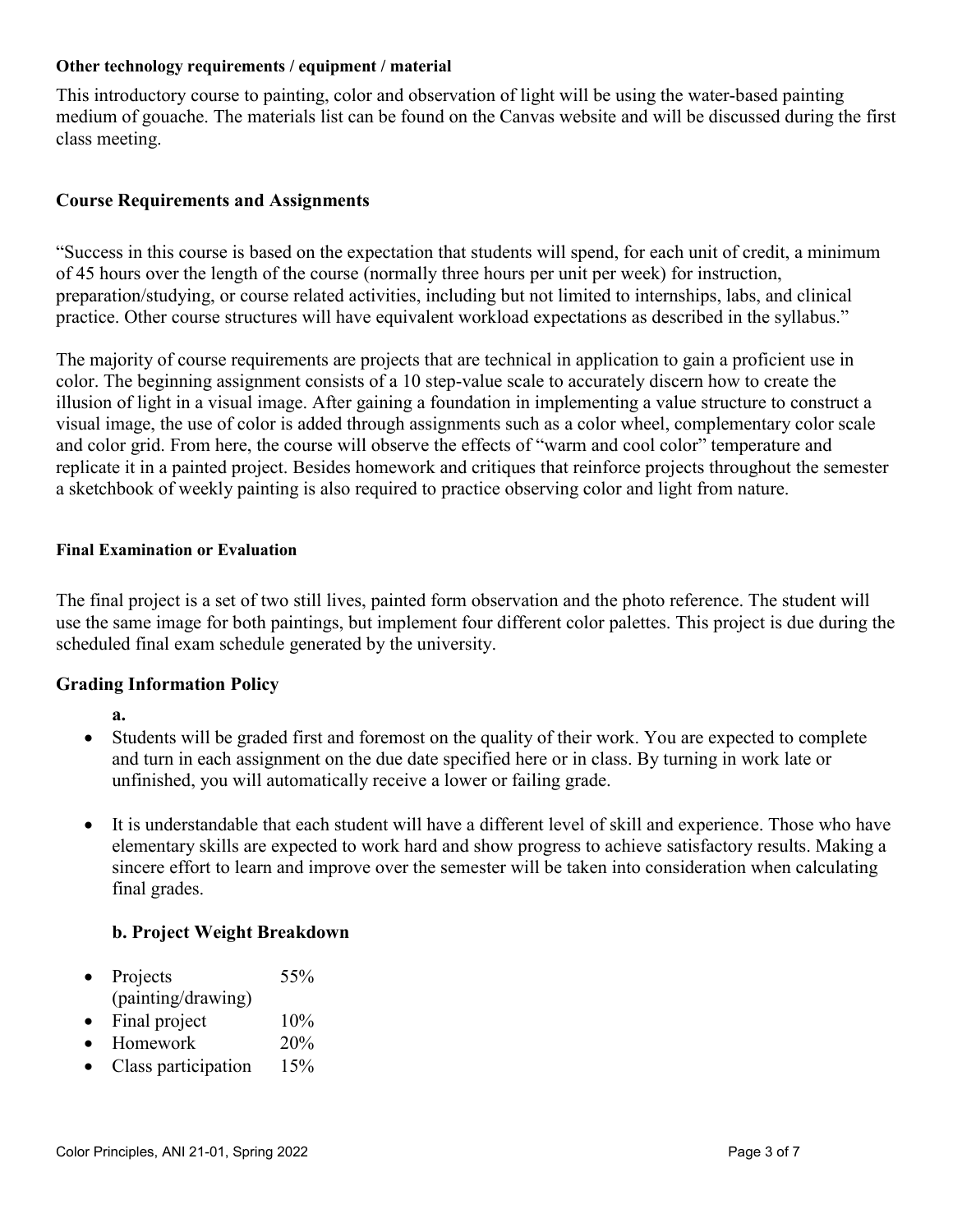#### Other technology requirements / equipment / material

This introductory course to painting, color and observation of light will be using the water-based painting medium of gouache. The materials list can be found on the Canvas website and will be discussed during the first class meeting.

### Course Requirements and Assignments

"Success in this course is based on the expectation that students will spend, for each unit of credit, a minimum of 45 hours over the length of the course (normally three hours per unit per week) for instruction, preparation/studying, or course related activities, including but not limited to internships, labs, and clinical practice. Other course structures will have equivalent workload expectations as described in the syllabus."

The majority of course requirements are projects that are technical in application to gain a proficient use in color. The beginning assignment consists of a 10 step-value scale to accurately discern how to create the illusion of light in a visual image. After gaining a foundation in implementing a value structure to construct a visual image, the use of color is added through assignments such as a color wheel, complementary color scale and color grid. From here, the course will observe the effects of "warm and cool color" temperature and replicate it in a painted project. Besides homework and critiques that reinforce projects throughout the semester a sketchbook of weekly painting is also required to practice observing color and light from nature.

#### Final Examination or Evaluation

The final project is a set of two still lives, painted form observation and the photo reference. The student will use the same image for both paintings, but implement four different color palettes. This project is due during the scheduled final exam schedule generated by the university.

### Grading Information Policy

**a.**

- Students will be graded first and foremost on the quality of their work. You are expected to complete and turn in each assignment on the due date specified here or in class. By turning in work late or unfinished, you will automatically receive a lower or failing grade.
- It is understandable that each student will have a different level of skill and experience. Those who have elementary skills are expected to work hard and show progress to achieve satisfactory results. Making a sincere effort to learn and improve over the semester will be taken into consideration when calculating final grades.

#### b. Project Weight Breakdown

- Projects (painting/drawing) 55%
- Final project 10%
- Homework 20%
- Class participation 15%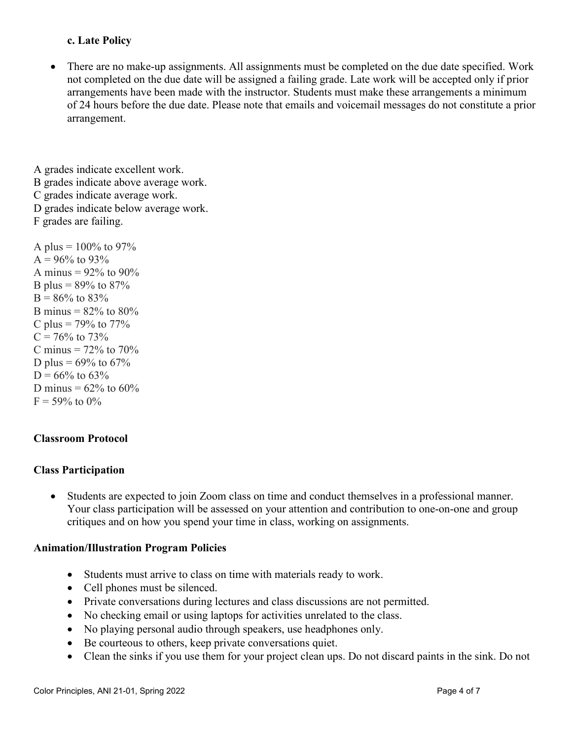### c. Late Policy

- There are no make-up assignments. All assignments must be completed on the due date specified. Work not completed on the due date will be assigned a failing grade. Late work will be accepted only if prior arrangements have been made with the instructor. Students must make these arrangements a minimum of 24 hours before the due date. Please note that emails and voicemail messages do not constitute a prior arrangement.

A grades indicate excellent work.
B grades indicate above average work.
C grades indicate average work.
D grades indicate below average work.
F grades are failing.

A plus = 100% to 97%
A = 96% to 93%
A minus = 92% to 90%
B plus = 89% to 87%
B = 86% to 83%
B minus = 82% to 80%
C plus = 79% to 77%
C = 76% to 73%
C minus = 72% to 70%
D plus = 69% to 67%
D = 66% to 63%
D minus = 62% to 60%
F = 59% to 0%

## Classroom Protocol

### Class Participation

- Students are expected to join Zoom class on time and conduct themselves in a professional manner. Your class participation will be assessed on your attention and contribution to one-on-one and group critiques and on how you spend your time in class, working on assignments.

### Animation/Illustration Program Policies

- Students must arrive to class on time with materials ready to work.
- Cell phones must be silenced.
- Private conversations during lectures and class discussions are not permitted.
- No checking email or using laptops for activities unrelated to the class.
- No playing personal audio through speakers, use headphones only.
- Be courteous to others, keep private conversations quiet.
- Clean the sinks if you use them for your project clean ups. Do not discard paints in the sink. Do not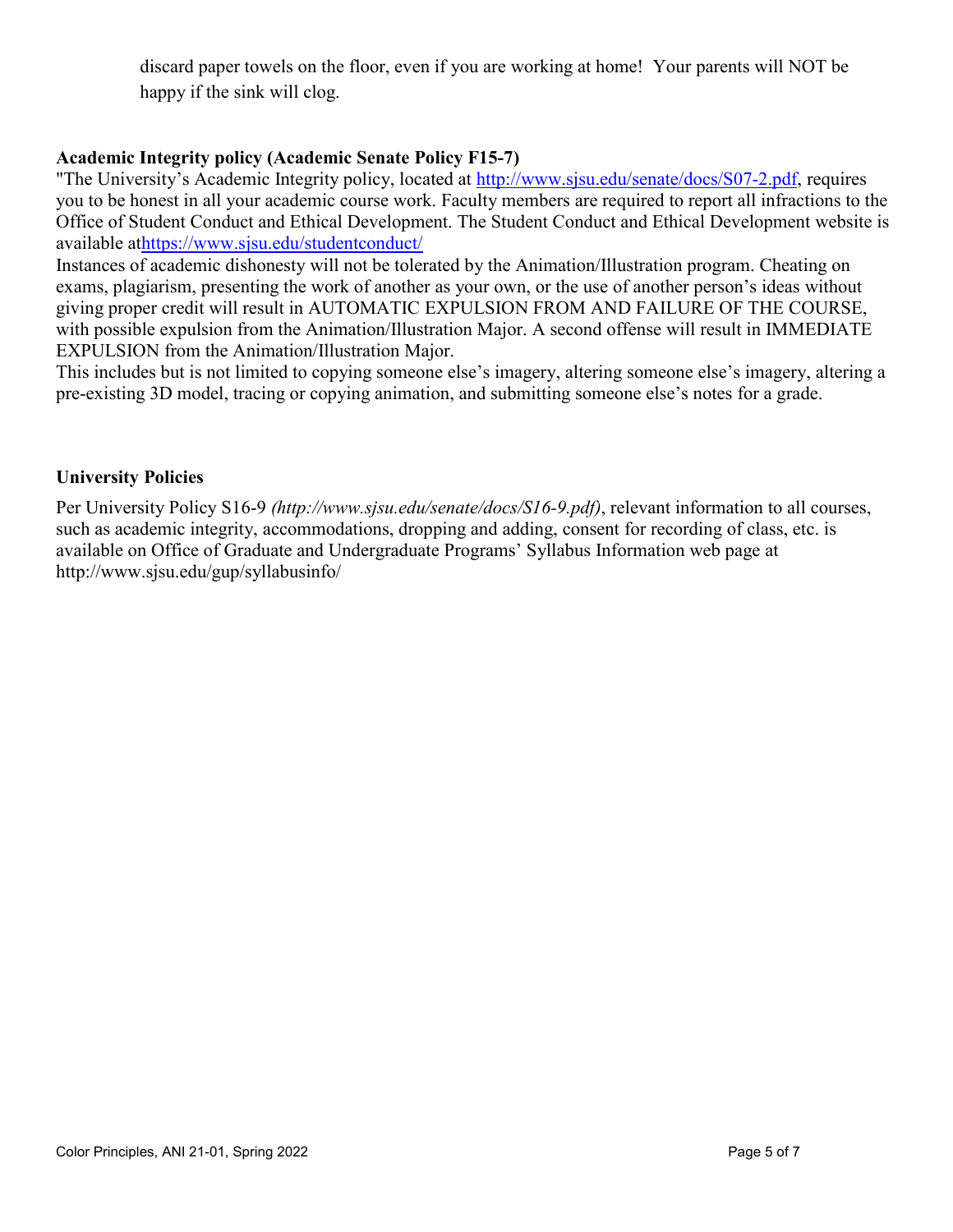discard paper towels on the floor, even if you are working at home! Your parents will NOT be happy if the sink will clog.

### Academic Integrity policy (Academic Senate Policy F15-7)

"The University's Academic Integrity policy, located at http://www.sjsu.edu/senate/docs/S07-2.pdf, requires you to be honest in all your academic course work. Faculty members are required to report all infractions to the Office of Student Conduct and Ethical Development. The Student Conduct and Ethical Development website is available athttps://www.sjsu.edu/studentconduct/

Instances of academic dishonesty will not be tolerated by the Animation/Illustration program. Cheating on exams, plagiarism, presenting the work of another as your own, or the use of another person's ideas without giving proper credit will result in AUTOMATIC EXPULSION FROM AND FAILURE OF THE COURSE, with possible expulsion from the Animation/Illustration Major. A second offense will result in IMMEDIATE EXPULSION from the Animation/Illustration Major.

This includes but is not limited to copying someone else's imagery, altering someone else's imagery, altering a pre-existing 3D model, tracing or copying animation, and submitting someone else's notes for a grade.

### University Policies

Per University Policy S16-9 *(http://www.sjsu.edu/senate/docs/S16-9.pdf)*, relevant information to all courses, such as academic integrity, accommodations, dropping and adding, consent for recording of class, etc. is available on Office of Graduate and Undergraduate Programs' Syllabus Information web page at http://www.sjsu.edu/gup/syllabusinfo/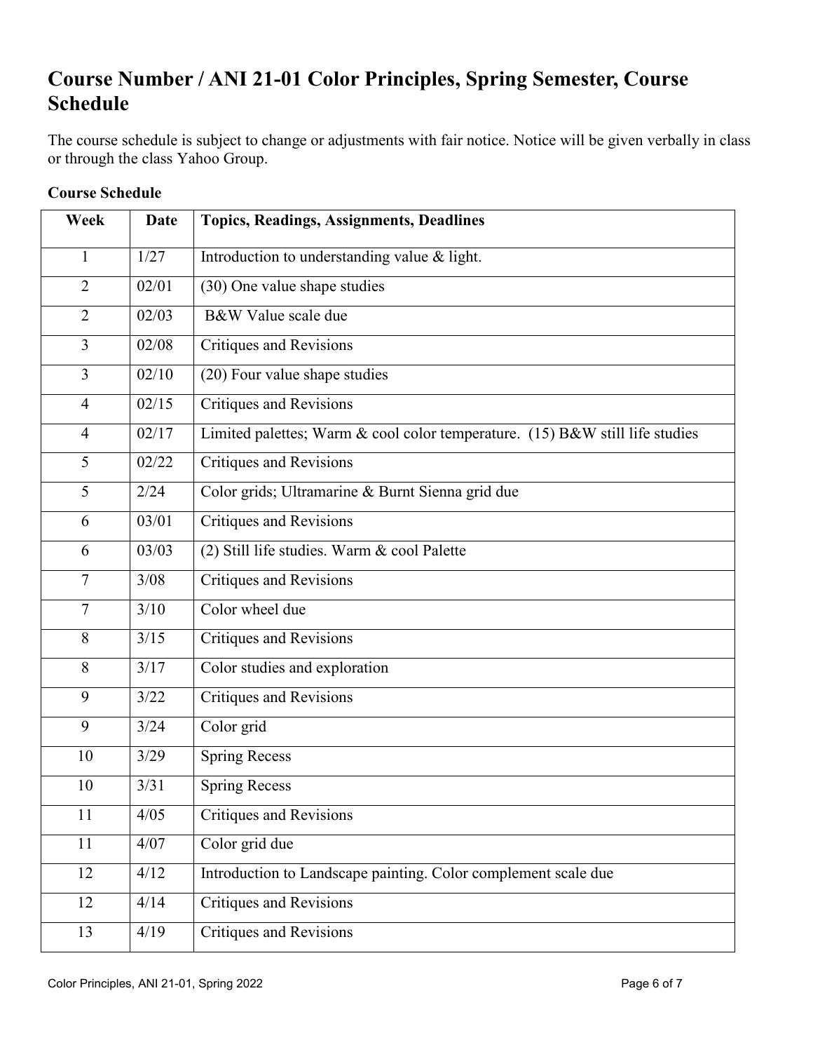## Course Number / ANI 21-01 Color Principles, Spring Semester, Course Schedule

The course schedule is subject to change or adjustments with fair notice. Notice will be given verbally in class or through the class Yahoo Group.

**Course Schedule**

| Week | Date | Topics, Readings, Assignments, Deadlines |
| --- | --- | --- |
| 1 | 1/27 | Introduction to understanding value & light. |
| 2 | 02/01 | (30) One value shape studies |
| 2 | 02/03 | B&W Value scale due |
| 3 | 02/08 | Critiques and Revisions |
| 3 | 02/10 | (20) Four value shape studies |
| 4 | 02/15 | Critiques and Revisions |
| 4 | 02/17 | Limited palettes; Warm & cool color temperature. (15) B&W still life studies |
| 5 | 02/22 | Critiques and Revisions |
| 5 | 2/24 | Color grids; Ultramarine & Burnt Sienna grid due |
| 6 | 03/01 | Critiques and Revisions |
| 6 | 03/03 | (2) Still life studies. Warm & cool Palette |
| 7 | 3/08 | Critiques and Revisions |
| 7 | 3/10 | Color wheel due |
| 8 | 3/15 | Critiques and Revisions |
| 8 | 3/17 | Color studies and exploration |
| 9 | 3/22 | Critiques and Revisions |
| 9 | 3/24 | Color grid |
| 10 | 3/29 | Spring Recess |
| 10 | 3/31 | Spring Recess |
| 11 | 4/05 | Critiques and Revisions |
| 11 | 4/07 | Color grid due |
| 12 | 4/12 | Introduction to Landscape painting. Color complement scale due |
| 12 | 4/14 | Critiques and Revisions |
| 13 | 4/19 | Critiques and Revisions |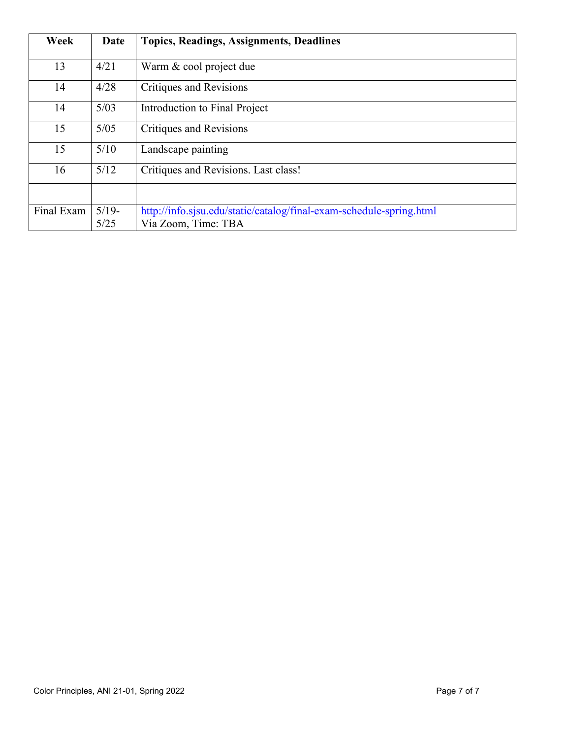| Week | Date | Topics, Readings, Assignments, Deadlines |
| --- | --- | --- |
| 13 | 4/21 | Warm & cool project due |
| 14 | 4/28 | Critiques and Revisions |
| 14 | 5/03 | Introduction to Final Project |
| 15 | 5/05 | Critiques and Revisions |
| 15 | 5/10 | Landscape painting |
| 16 | 5/12 | Critiques and Revisions. Last class! |
| | | |
| Final Exam | 5/19-5/25 | http://info.sjsu.edu/static/catalog/final-exam-schedule-spring.html Via Zoom, Time: TBA |